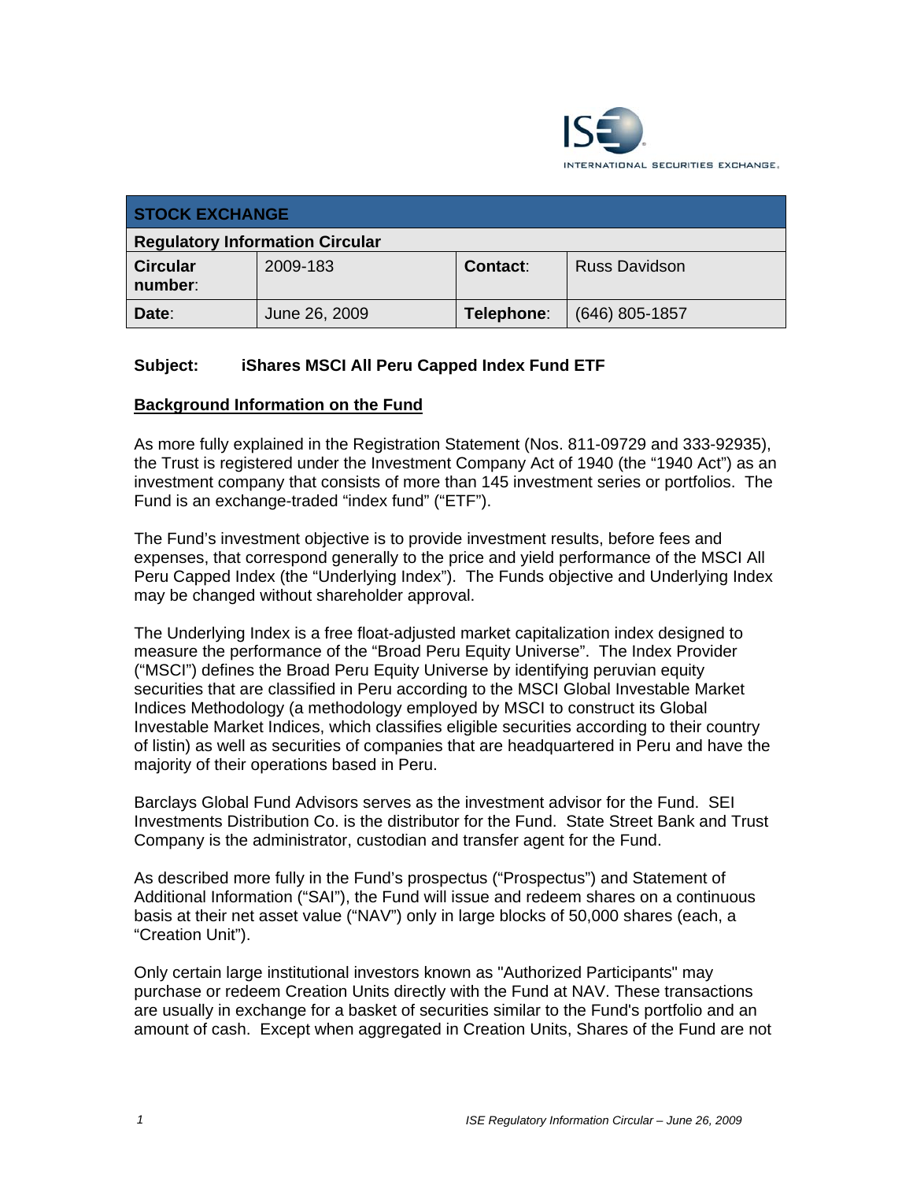INTERNATIONAL SECURITIES EXCHANGE.

| STOCK EXCHANGE | | | |
|---|---|---|---|
| **Regulatory Information Circular** | | | |
| **Circular number**: | 2009-183 | **Contact**: | Russ Davidson |
| **Date**: | June 26, 2009 | **Telephone**: | (646) 805-1857 |

**Subject: iShares MSCI All Peru Capped Index Fund ETF**

## Background Information on the Fund

As more fully explained in the Registration Statement (Nos. 811-09729 and 333-92935), the Trust is registered under the Investment Company Act of 1940 (the "1940 Act") as an investment company that consists of more than 145 investment series or portfolios. The Fund is an exchange-traded "index fund" ("ETF").

The Fund's investment objective is to provide investment results, before fees and expenses, that correspond generally to the price and yield performance of the MSCI All Peru Capped Index (the "Underlying Index"). The Funds objective and Underlying Index may be changed without shareholder approval.

The Underlying Index is a free float-adjusted market capitalization index designed to measure the performance of the "Broad Peru Equity Universe". The Index Provider ("MSCI") defines the Broad Peru Equity Universe by identifying peruvian equity securities that are classified in Peru according to the MSCI Global Investable Market Indices Methodology (a methodology employed by MSCI to construct its Global Investable Market Indices, which classifies eligible securities according to their country of listin) as well as securities of companies that are headquartered in Peru and have the majority of their operations based in Peru.

Barclays Global Fund Advisors serves as the investment advisor for the Fund. SEI Investments Distribution Co. is the distributor for the Fund. State Street Bank and Trust Company is the administrator, custodian and transfer agent for the Fund.

As described more fully in the Fund's prospectus ("Prospectus") and Statement of Additional Information ("SAI"), the Fund will issue and redeem shares on a continuous basis at their net asset value ("NAV") only in large blocks of 50,000 shares (each, a "Creation Unit").

Only certain large institutional investors known as "Authorized Participants" may purchase or redeem Creation Units directly with the Fund at NAV. These transactions are usually in exchange for a basket of securities similar to the Fund's portfolio and an amount of cash. Except when aggregated in Creation Units, Shares of the Fund are not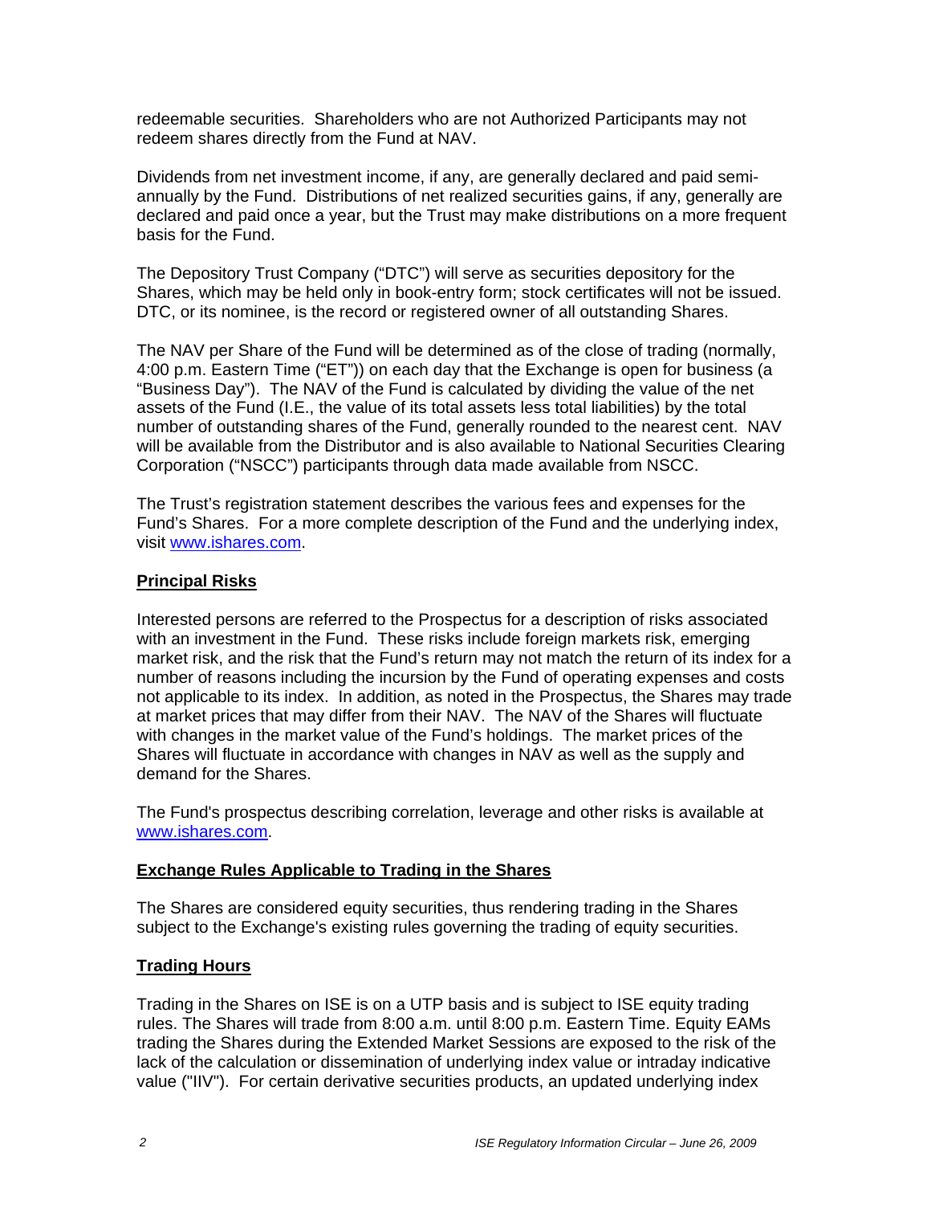redeemable securities. Shareholders who are not Authorized Participants may not redeem shares directly from the Fund at NAV.

Dividends from net investment income, if any, are generally declared and paid semi-annually by the Fund. Distributions of net realized securities gains, if any, generally are declared and paid once a year, but the Trust may make distributions on a more frequent basis for the Fund.

The Depository Trust Company ("DTC") will serve as securities depository for the Shares, which may be held only in book-entry form; stock certificates will not be issued. DTC, or its nominee, is the record or registered owner of all outstanding Shares.

The NAV per Share of the Fund will be determined as of the close of trading (normally, 4:00 p.m. Eastern Time ("ET")) on each day that the Exchange is open for business (a "Business Day"). The NAV of the Fund is calculated by dividing the value of the net assets of the Fund (I.E., the value of its total assets less total liabilities) by the total number of outstanding shares of the Fund, generally rounded to the nearest cent. NAV will be available from the Distributor and is also available to National Securities Clearing Corporation ("NSCC") participants through data made available from NSCC.

The Trust's registration statement describes the various fees and expenses for the Fund's Shares. For a more complete description of the Fund and the underlying index, visit www.ishares.com.

**Principal Risks**

Interested persons are referred to the Prospectus for a description of risks associated with an investment in the Fund. These risks include foreign markets risk, emerging market risk, and the risk that the Fund's return may not match the return of its index for a number of reasons including the incursion by the Fund of operating expenses and costs not applicable to its index. In addition, as noted in the Prospectus, the Shares may trade at market prices that may differ from their NAV. The NAV of the Shares will fluctuate with changes in the market value of the Fund's holdings. The market prices of the Shares will fluctuate in accordance with changes in NAV as well as the supply and demand for the Shares.

The Fund's prospectus describing correlation, leverage and other risks is available at www.ishares.com.

**Exchange Rules Applicable to Trading in the Shares**

The Shares are considered equity securities, thus rendering trading in the Shares subject to the Exchange's existing rules governing the trading of equity securities.

**Trading Hours**

Trading in the Shares on ISE is on a UTP basis and is subject to ISE equity trading rules. The Shares will trade from 8:00 a.m. until 8:00 p.m. Eastern Time. Equity EAMs trading the Shares during the Extended Market Sessions are exposed to the risk of the lack of the calculation or dissemination of underlying index value or intraday indicative value ("IIV"). For certain derivative securities products, an updated underlying index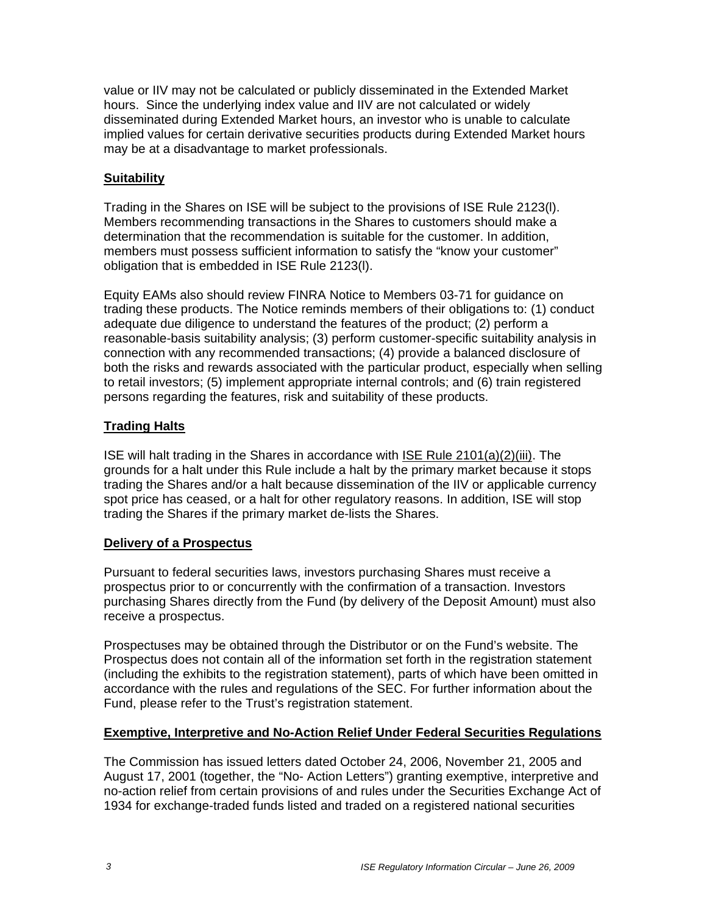value or IIV may not be calculated or publicly disseminated in the Extended Market hours. Since the underlying index value and IIV are not calculated or widely disseminated during Extended Market hours, an investor who is unable to calculate implied values for certain derivative securities products during Extended Market hours may be at a disadvantage to market professionals.

**Suitability**

Trading in the Shares on ISE will be subject to the provisions of ISE Rule 2123(l). Members recommending transactions in the Shares to customers should make a determination that the recommendation is suitable for the customer. In addition, members must possess sufficient information to satisfy the "know your customer" obligation that is embedded in ISE Rule 2123(l).

Equity EAMs also should review FINRA Notice to Members 03-71 for guidance on trading these products. The Notice reminds members of their obligations to: (1) conduct adequate due diligence to understand the features of the product; (2) perform a reasonable-basis suitability analysis; (3) perform customer-specific suitability analysis in connection with any recommended transactions; (4) provide a balanced disclosure of both the risks and rewards associated with the particular product, especially when selling to retail investors; (5) implement appropriate internal controls; and (6) train registered persons regarding the features, risk and suitability of these products.

**Trading Halts**

ISE will halt trading in the Shares in accordance with ISE Rule 2101(a)(2)(iii). The grounds for a halt under this Rule include a halt by the primary market because it stops trading the Shares and/or a halt because dissemination of the IIV or applicable currency spot price has ceased, or a halt for other regulatory reasons. In addition, ISE will stop trading the Shares if the primary market de-lists the Shares.

**Delivery of a Prospectus**

Pursuant to federal securities laws, investors purchasing Shares must receive a prospectus prior to or concurrently with the confirmation of a transaction. Investors purchasing Shares directly from the Fund (by delivery of the Deposit Amount) must also receive a prospectus.

Prospectuses may be obtained through the Distributor or on the Fund's website. The Prospectus does not contain all of the information set forth in the registration statement (including the exhibits to the registration statement), parts of which have been omitted in accordance with the rules and regulations of the SEC. For further information about the Fund, please refer to the Trust's registration statement.

**Exemptive, Interpretive and No-Action Relief Under Federal Securities Regulations**

The Commission has issued letters dated October 24, 2006, November 21, 2005 and August 17, 2001 (together, the "No- Action Letters") granting exemptive, interpretive and no-action relief from certain provisions of and rules under the Securities Exchange Act of 1934 for exchange-traded funds listed and traded on a registered national securities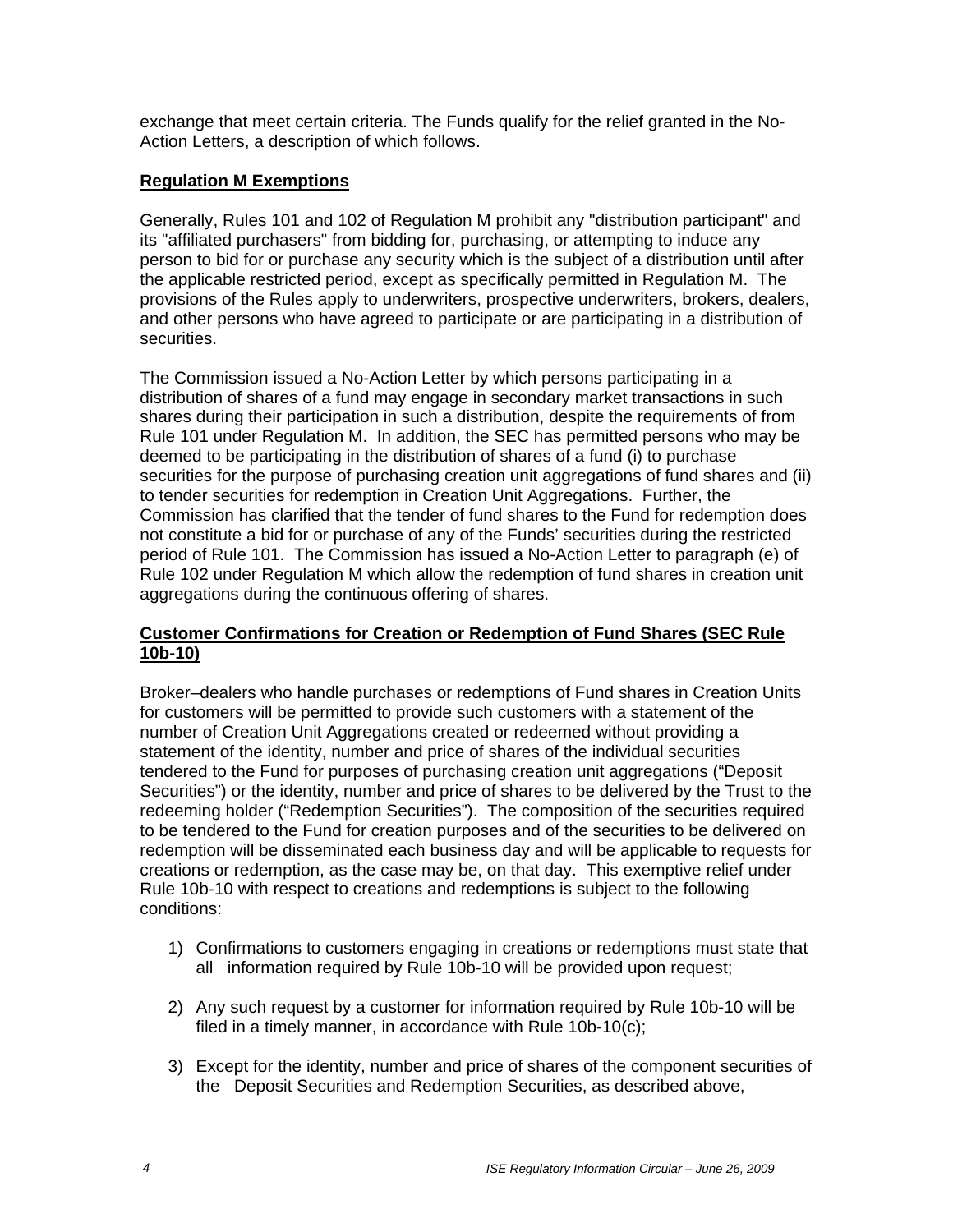exchange that meet certain criteria. The Funds qualify for the relief granted in the No-Action Letters, a description of which follows.

**Regulation M Exemptions**

Generally, Rules 101 and 102 of Regulation M prohibit any "distribution participant" and its "affiliated purchasers" from bidding for, purchasing, or attempting to induce any person to bid for or purchase any security which is the subject of a distribution until after the applicable restricted period, except as specifically permitted in Regulation M. The provisions of the Rules apply to underwriters, prospective underwriters, brokers, dealers, and other persons who have agreed to participate or are participating in a distribution of securities.

The Commission issued a No-Action Letter by which persons participating in a distribution of shares of a fund may engage in secondary market transactions in such shares during their participation in such a distribution, despite the requirements of from Rule 101 under Regulation M. In addition, the SEC has permitted persons who may be deemed to be participating in the distribution of shares of a fund (i) to purchase securities for the purpose of purchasing creation unit aggregations of fund shares and (ii) to tender securities for redemption in Creation Unit Aggregations. Further, the Commission has clarified that the tender of fund shares to the Fund for redemption does not constitute a bid for or purchase of any of the Funds' securities during the restricted period of Rule 101. The Commission has issued a No-Action Letter to paragraph (e) of Rule 102 under Regulation M which allow the redemption of fund shares in creation unit aggregations during the continuous offering of shares.

**Customer Confirmations for Creation or Redemption of Fund Shares (SEC Rule 10b-10)**

Broker–dealers who handle purchases or redemptions of Fund shares in Creation Units for customers will be permitted to provide such customers with a statement of the number of Creation Unit Aggregations created or redeemed without providing a statement of the identity, number and price of shares of the individual securities tendered to the Fund for purposes of purchasing creation unit aggregations ("Deposit Securities") or the identity, number and price of shares to be delivered by the Trust to the redeeming holder ("Redemption Securities"). The composition of the securities required to be tendered to the Fund for creation purposes and of the securities to be delivered on redemption will be disseminated each business day and will be applicable to requests for creations or redemption, as the case may be, on that day. This exemptive relief under Rule 10b-10 with respect to creations and redemptions is subject to the following conditions:

1) Confirmations to customers engaging in creations or redemptions must state that all information required by Rule 10b-10 will be provided upon request;

2) Any such request by a customer for information required by Rule 10b-10 will be filed in a timely manner, in accordance with Rule 10b-10(c);

3) Except for the identity, number and price of shares of the component securities of the Deposit Securities and Redemption Securities, as described above,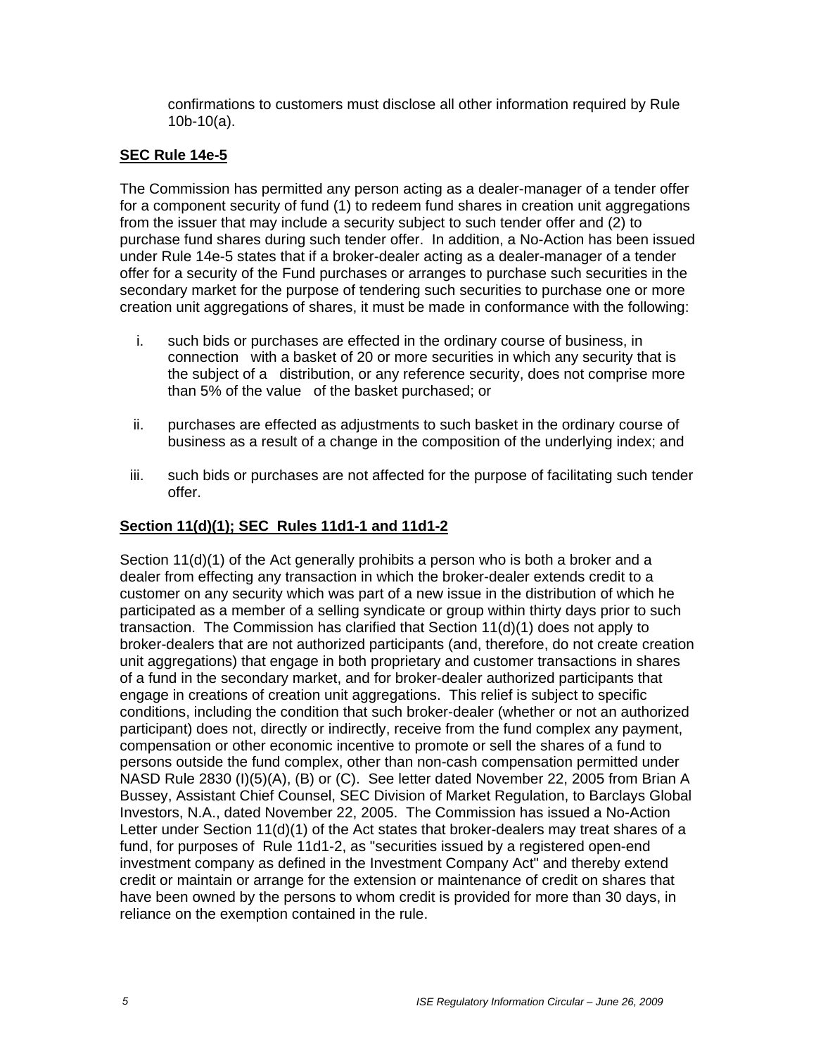confirmations to customers must disclose all other information required by Rule 10b-10(a).

## SEC Rule 14e-5

The Commission has permitted any person acting as a dealer-manager of a tender offer for a component security of fund (1) to redeem fund shares in creation unit aggregations from the issuer that may include a security subject to such tender offer and (2) to purchase fund shares during such tender offer. In addition, a No-Action has been issued under Rule 14e-5 states that if a broker-dealer acting as a dealer-manager of a tender offer for a security of the Fund purchases or arranges to purchase such securities in the secondary market for the purpose of tendering such securities to purchase one or more creation unit aggregations of shares, it must be made in conformance with the following:

i. such bids or purchases are effected in the ordinary course of business, in connection with a basket of 20 or more securities in which any security that is the subject of a distribution, or any reference security, does not comprise more than 5% of the value of the basket purchased; or

ii. purchases are effected as adjustments to such basket in the ordinary course of business as a result of a change in the composition of the underlying index; and

iii. such bids or purchases are not affected for the purpose of facilitating such tender offer.

## Section 11(d)(1); SEC Rules 11d1-1 and 11d1-2

Section 11(d)(1) of the Act generally prohibits a person who is both a broker and a dealer from effecting any transaction in which the broker-dealer extends credit to a customer on any security which was part of a new issue in the distribution of which he participated as a member of a selling syndicate or group within thirty days prior to such transaction. The Commission has clarified that Section 11(d)(1) does not apply to broker-dealers that are not authorized participants (and, therefore, do not create creation unit aggregations) that engage in both proprietary and customer transactions in shares of a fund in the secondary market, and for broker-dealer authorized participants that engage in creations of creation unit aggregations. This relief is subject to specific conditions, including the condition that such broker-dealer (whether or not an authorized participant) does not, directly or indirectly, receive from the fund complex any payment, compensation or other economic incentive to promote or sell the shares of a fund to persons outside the fund complex, other than non-cash compensation permitted under NASD Rule 2830 (I)(5)(A), (B) or (C). See letter dated November 22, 2005 from Brian A Bussey, Assistant Chief Counsel, SEC Division of Market Regulation, to Barclays Global Investors, N.A., dated November 22, 2005. The Commission has issued a No-Action Letter under Section 11(d)(1) of the Act states that broker-dealers may treat shares of a fund, for purposes of Rule 11d1-2, as "securities issued by a registered open-end investment company as defined in the Investment Company Act" and thereby extend credit or maintain or arrange for the extension or maintenance of credit on shares that have been owned by the persons to whom credit is provided for more than 30 days, in reliance on the exemption contained in the rule.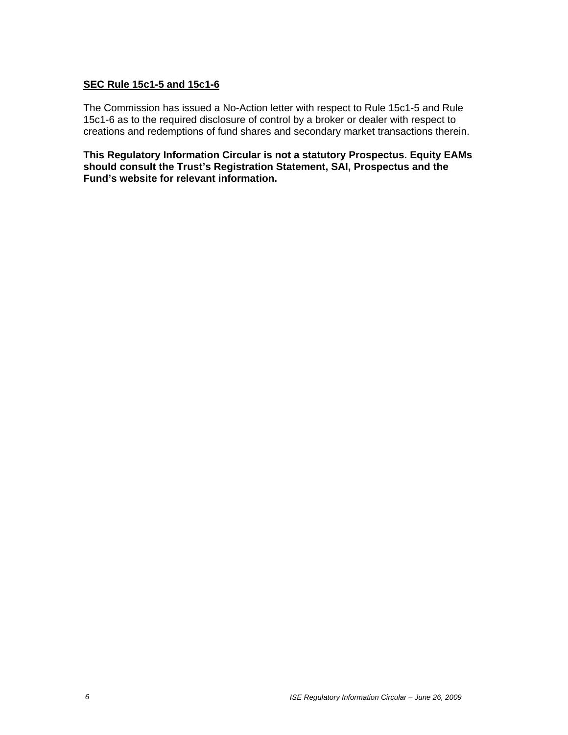## SEC Rule 15c1-5 and 15c1-6

The Commission has issued a No-Action letter with respect to Rule 15c1-5 and Rule 15c1-6 as to the required disclosure of control by a broker or dealer with respect to creations and redemptions of fund shares and secondary market transactions therein.

**This Regulatory Information Circular is not a statutory Prospectus. Equity EAMs should consult the Trust's Registration Statement, SAI, Prospectus and the Fund's website for relevant information.**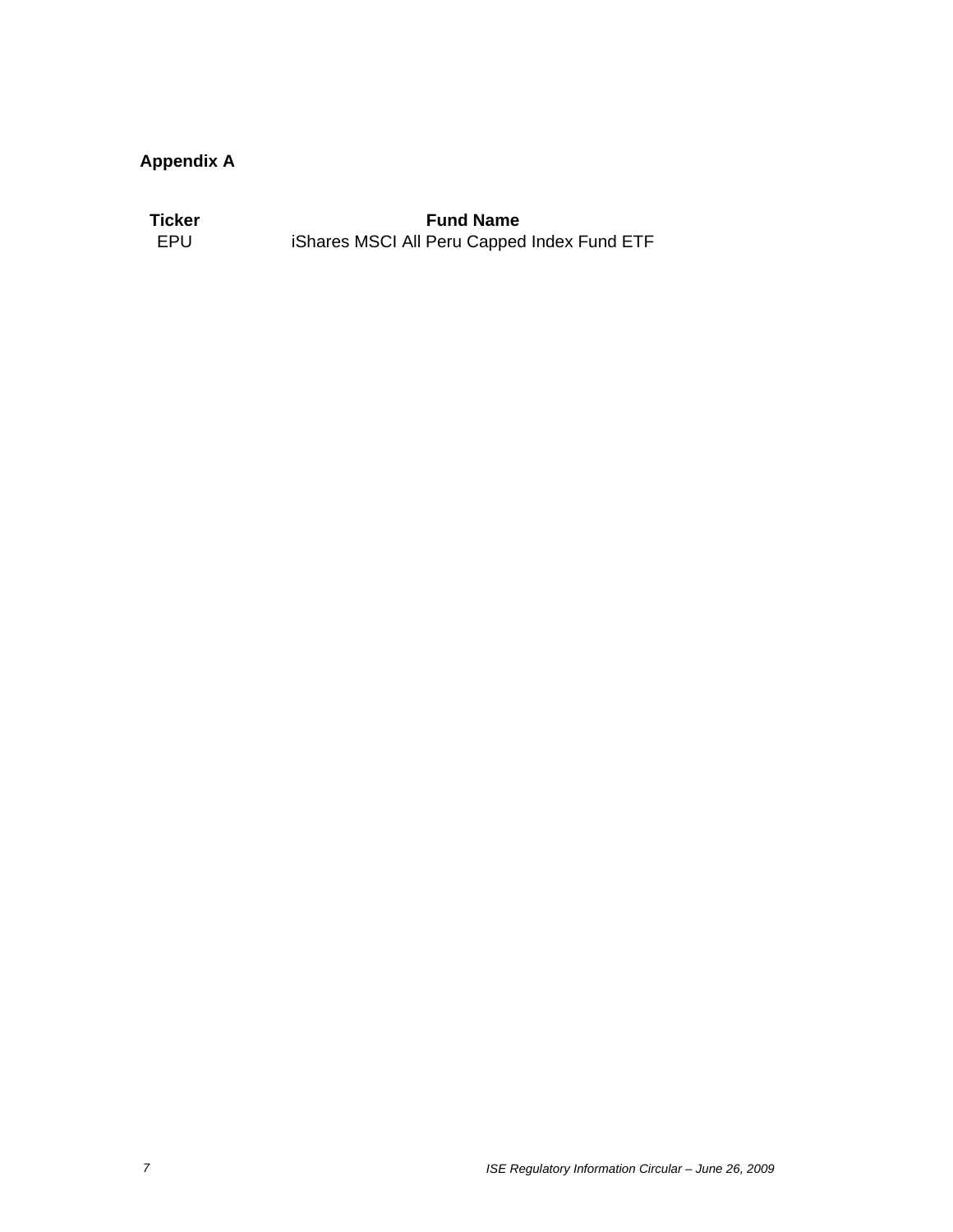**Appendix A**

| Ticker | Fund Name |
| --- | --- |
| EPU | iShares MSCI All Peru Capped Index Fund ETF |